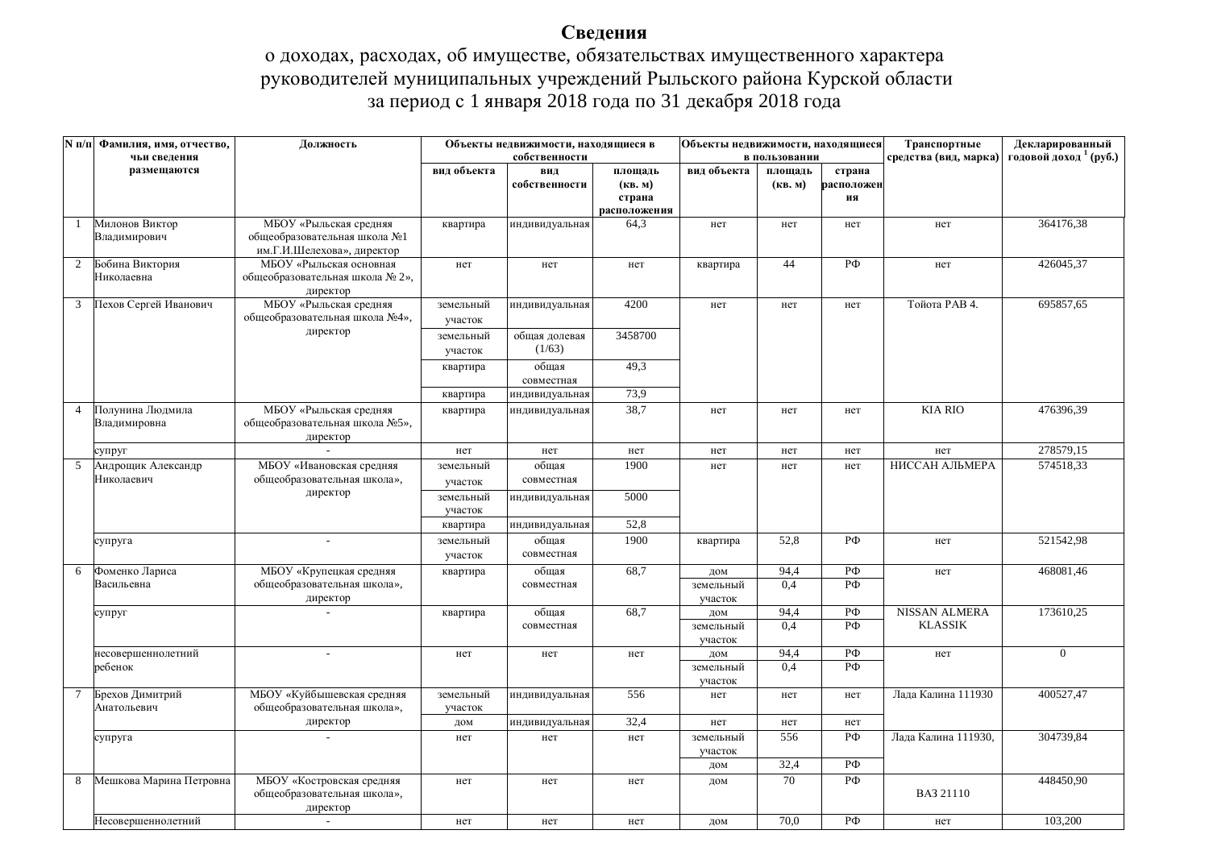# Сведения

## о доходах, расходах, об имуществе, обязательствах имущественного характера руководителей муниципальных учреждений Рыльского района Курской области за период с 1 января 2018 года по 31 декабря 2018 года

| N п/п | Фамилия, имя, отчество, чьи сведения размещаются | Должность | Объекты недвижимости, находящиеся в собственности | | | Объекты недвижимости, находящиеся в пользовании | | | Транспортные средства (вид, марка) | Декларированный годовой доход [1] (руб.) |
|---|---|---|---|---|---|---|---|---|---|---|
| | | | вид объекта | вид собственности | площадь (кв. м) страна расположения | вид объекта | площадь (кв. м) | страна расположения | | |
| 1 | Милонов Виктор Владимирович | МБОУ «Рыльская средняя общеобразовательная школа №1 им.Г.И.Шелехова», директор | квартира | индивидуальная | 64,3 | нет | нет | нет | нет | 364176,38 |
| 2 | Бобина Виктория Николаевна | МБОУ «Рыльская основная общеобразовательная школа № 2», директор | нет | нет | нет | квартира | 44 | РФ | нет | 426045,37 |
| 3 | Пехов Сергей Иванович | МБОУ «Рыльская средняя общеобразовательная школа №4», директор | земельный участок | индивидуальная | 4200 | нет | нет | нет | Тойота РАВ 4. | 695857,65 |
| | | | земельный участок | общая долевая (1/63) | 3458700 | | | | | |
| | | | квартира | общая совместная | 49,3 | | | | | |
| | | | квартира | индивидуальная | 73,9 | | | | | |
| 4 | Полунина Людмила Владимировна | МБОУ «Рыльская средняя общеобразовательная школа №5», директор | квартира | индивидуальная | 38,7 | нет | нет | нет | KIA RIO | 476396,39 |
| | супруг | - | нет | нет | нет | нет | нет | нет | нет | 278579,15 |
| 5 | Андрощик Александр Николаевич | МБОУ «Ивановская средняя общеобразовательная школа», директор | земельный участок | общая совместная | 1900 | нет | нет | нет | НИССАН АЛЬМЕРА | 574518,33 |
| | | | земельный участок | индивидуальная | 5000 | | | | | |
| | | | квартира | индивидуальная | 52,8 | | | | | |
| | супруга | - | земельный участок | общая совместная | 1900 | квартира | 52,8 | РФ | нет | 521542,98 |
| 6 | Фоменко Лариса Васильевна | МБОУ «Крупецкая средняя общеобразовательная школа», директор | квартира | общая совместная | 68,7 | дом | 94,4 | РФ | нет | 468081,46 |
| | | | | | | земельный участок | 0,4 | РФ | | |
| | супруг | - | квартира | общая совместная | 68,7 | дом | 94,4 | РФ | NISSAN ALMERA KLASSIK | 173610,25 |
| | | | | | | земельный участок | 0,4 | РФ | | |
| | несовершеннолетний ребенок | - | нет | нет | нет | дом | 94,4 | РФ | нет | 0 |
| | | | | | | земельный участок | 0,4 | РФ | | |
| 7 | Брехов Димитрий Анатольевич | МБОУ «Куйбышевская средняя общеобразовательная школа», директор | земельный участок | индивидуальная | 556 | нет | нет | нет | Лада Калина 111930 | 400527,47 |
| | | | дом | индивидуальная | 32,4 | нет | нет | нет | | |
| | супруга | - | нет | нет | нет | земельный участок | 556 | РФ | Лада Калина 111930, | 304739,84 |
| | | | | | | дом | 32,4 | РФ | | |
| 8 | Мешкова Марина Петровна | МБОУ «Костровская средняя общеобразовательная школа», директор | нет | нет | нет | дом | 70 | РФ | ВАЗ 21110 | 448450,90 |
| | Несовершеннолетний | - | нет | нет | нет | дом | 70,0 | РФ | нет | 103,200 |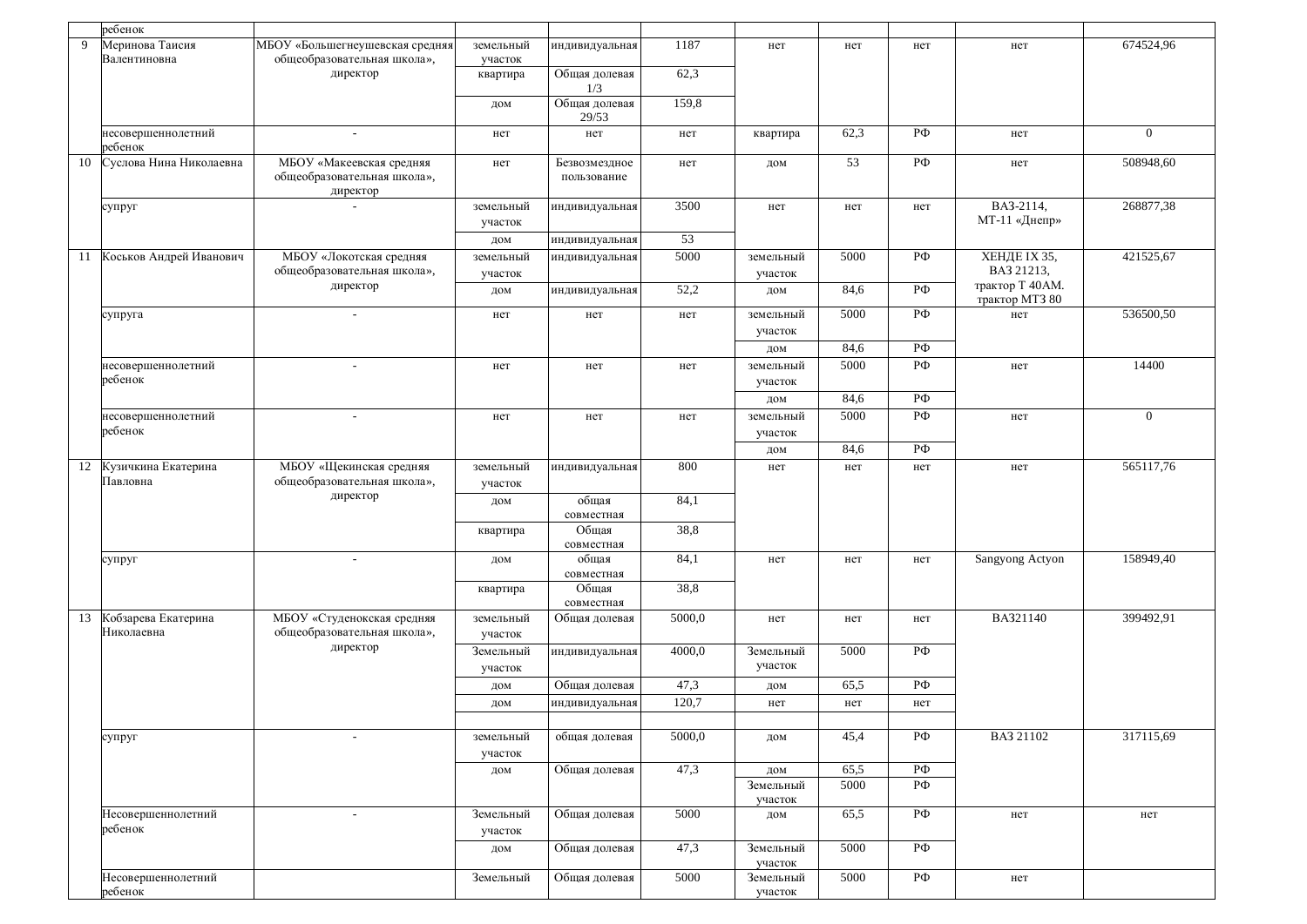| | ребенок | | | | | | | | | |
|---|---|---|---|---|---|---|---|---|---|---|
| 9 | Меринова Таисия Валентиновна | МБОУ «Большегнеушевская средняя общеобразовательная школа», директор | земельный участок | индивидуальная | 1187 | нет | нет | нет | нет | 674524,96 |
| | | | квартира | Общая долевая 1/3 | 62,3 | | | | | |
| | | | дом | Общая долевая 29/53 | 159,8 | | | | | |
| | несовершеннолетний ребенок | - | нет | нет | нет | квартира | 62,3 | РФ | нет | 0 |
| 10 | Суслова Нина Николаевна | МБОУ «Макеевская средняя общеобразовательная школа», директор | нет | Безвозмездное пользование | нет | дом | 53 | РФ | нет | 508948,60 |
| | супруг | - | земельный участок | индивидуальная | 3500 | нет | нет | нет | ВАЗ-2114, МТ-11 «Днепр» | 268877,38 |
| | | | дом | индивидуальная | 53 | | | | | |
| 11 | Коськов Андрей Иванович | МБОУ «Локотская средняя общеобразовательная школа», директор | земельный участок | индивидуальная | 5000 | земельный участок | 5000 | РФ | ХЕНДЕ IX 35, ВАЗ 21213, трактор Т 40АМ. трактор МТЗ 80 | 421525,67 |
| | | | дом | индивидуальная | 52,2 | дом | 84,6 | РФ | | |
| | супруга | - | нет | нет | нет | земельный участок | 5000 | РФ | нет | 536500,50 |
| | | | | | | дом | 84,6 | РФ | | |
| | несовершеннолетний ребенок | - | нет | нет | нет | земельный участок | 5000 | РФ | нет | 14400 |
| | | | | | | дом | 84,6 | РФ | | |
| | несовершеннолетний ребенок | - | нет | нет | нет | земельный участок | 5000 | РФ | нет | 0 |
| | | | | | | дом | 84,6 | РФ | | |
| 12 | Кузичкина Екатерина Павловна | МБОУ «Щекинская средняя общеобразовательная школа», директор | земельный участок | индивидуальная | 800 | нет | нет | нет | нет | 565117,76 |
| | | | дом | общая совместная | 84,1 | | | | | |
| | | | квартира | Общая совместная | 38,8 | | | | | |
| | супруг | - | дом | общая совместная | 84,1 | нет | нет | нет | Sangyong Actyon | 158949,40 |
| | | | квартира | Общая совместная | 38,8 | | | | | |
| 13 | Кобзарева Екатерина Николаевна | МБОУ «Студенокская средняя общеобразовательная школа», директор | земельный участок | Общая долевая | 5000,0 | нет | нет | нет | ВАЗ21140 | 399492,91 |
| | | | Земельный участок | индивидуальная | 4000,0 | Земельный участок | 5000 | РФ | | |
| | | | дом | Общая долевая | 47,3 | дом | 65,5 | РФ | | |
| | | | дом | индивидуальная | 120,7 | нет | нет | нет | | |
| | супруг | - | земельный участок | общая долевая | 5000,0 | дом | 45,4 | РФ | ВАЗ 21102 | 317115,69 |
| | | | дом | Общая долевая | 47,3 | дом | 65,5 | РФ | | |
| | | | | | | Земельный участок | 5000 | РФ | | |
| | Несовершеннолетний ребенок | - | Земельный участок | Общая долевая | 5000 | дом | 65,5 | РФ | нет | нет |
| | | | дом | Общая долевая | 47,3 | Земельный участок | 5000 | РФ | | |
| | Несовершеннолетний ребенок | | Земельный | Общая долевая | 5000 | Земельный участок | 5000 | РФ | нет | |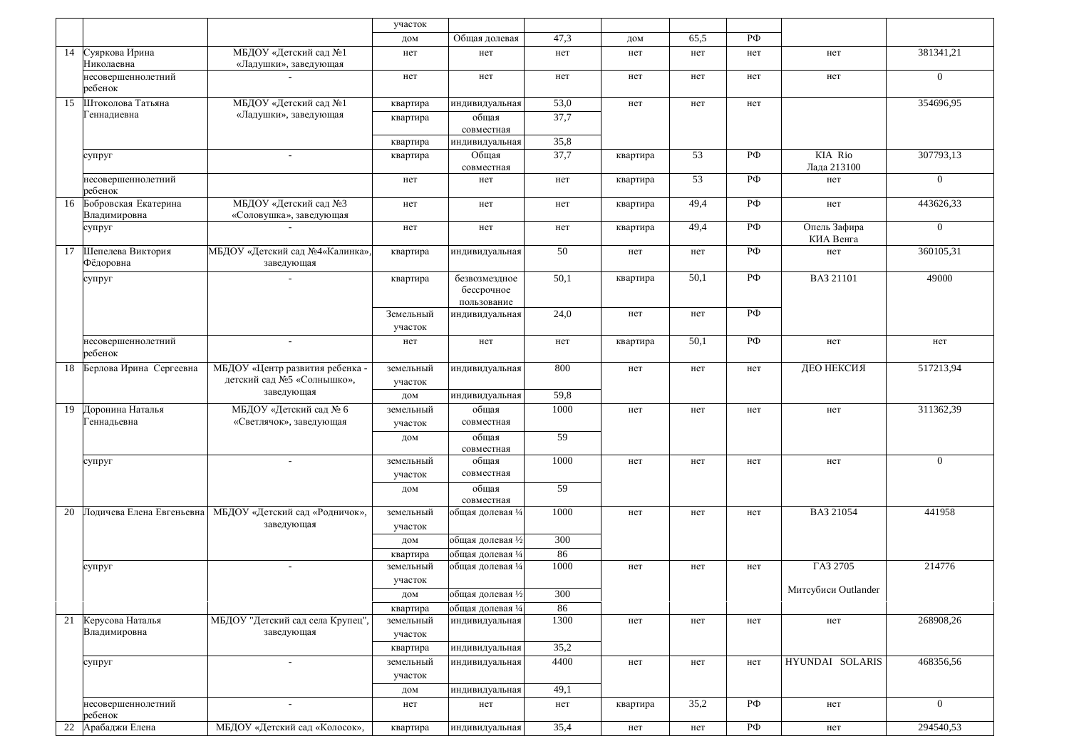| | | | участок | | | | | | | |
|---|---|---|---|---|---|---|---|---|---|---|
| | | | дом | Общая долевая | 47,3 | дом | 65,5 | РФ | | |
| 14 | Суяркова Ирина Николаевна | МБДОУ «Детский сад №1 «Ладушки», заведующая | нет | нет | нет | нет | нет | нет | нет | 381341,21 |
| | несовершеннолетний ребенок | - | нет | нет | нет | нет | нет | нет | нет | 0 |
| 15 | Штоколова Татьяна Геннадиевна | МБДОУ «Детский сад №1 «Ладушки», заведующая | квартира | индивидуальная | 53,0 | нет | нет | нет | | 354696,95 |
| | | | квартира | общая совместная | 37,7 | | | | | |
| | | | квартира | индивидуальная | 35,8 | | | | | |
| | супруг | - | квартира | Общая совместная | 37,7 | квартира | 53 | РФ | KIA Rio Лада 213100 | 307793,13 |
| | несовершеннолетний ребенок | | нет | нет | нет | квартира | 53 | РФ | нет | 0 |
| 16 | Бобровская Екатерина Владимировна | МБДОУ «Детский сад №3 «Соловушка», заведующая | нет | нет | нет | квартира | 49,4 | РФ | нет | 443626,33 |
| | супруг | - | нет | нет | нет | квартира | 49,4 | РФ | Опель Зафира КИА Венга | 0 |
| 17 | Шепелева Виктория Фёдоровна | МБДОУ «Детский сад №4«Калинка», заведующая | квартира | индивидуальная | 50 | нет | нет | РФ | нет | 360105,31 |
| | супруг | - | квартира | безвозмездное бессрочное пользование | 50,1 | квартира | 50,1 | РФ | ВАЗ 21101 | 49000 |
| | | | Земельный участок | индивидуальная | 24,0 | нет | нет | РФ | | |
| | несовершеннолетний ребенок | - | нет | нет | нет | квартира | 50,1 | РФ | нет | нет |
| 18 | Берлова Ирина Сергеевна | МБДОУ «Центр развития ребенка - детский сад №5 «Солнышко», заведующая | земельный участок | индивидуальная | 800 | нет | нет | нет | ДЕО НЕКСИЯ | 517213,94 |
| | | | дом | индивидуальная | 59,8 | | | | | |
| 19 | Доронина Наталья Геннадьевна | МБДОУ «Детский сад № 6 «Светлячок», заведующая | земельный участок | общая совместная | 1000 | нет | нет | нет | нет | 311362,39 |
| | | | дом | общая совместная | 59 | | | | | |
| | супруг | - | земельный участок | общая совместная | 1000 | нет | нет | нет | нет | 0 |
| | | | дом | общая совместная | 59 | | | | | |
| 20 | Лодичева Елена Евгеньевна | МБДОУ «Детский сад «Родничок», заведующая | земельный участок | общая долевая ¼ | 1000 | нет | нет | нет | ВАЗ 21054 | 441958 |
| | | | дом | общая долевая ½ | 300 | | | | | |
| | | | квартира | общая долевая ¼ | 86 | | | | | |
| | супруг | - | земельный участок | общая долевая ¼ | 1000 | нет | нет | нет | ГАЗ 2705 Митсубиси Outlander | 214776 |
| | | | дом | общая долевая ½ | 300 | | | | | |
| | | | квартира | общая долевая ¼ | 86 | | | | | |
| 21 | Керусова Наталья Владимировна | МБДОУ "Детский сад села Крупец", заведующая | земельный участок | индивидуальная | 1300 | нет | нет | нет | нет | 268908,26 |
| | | | квартира | индивидуальная | 35,2 | | | | | |
| | супруг | - | земельный участок | индивидуальная | 4400 | нет | нет | нет | HYUNDAI SOLARIS | 468356,56 |
| | | | дом | индивидуальная | 49,1 | | | | | |
| | несовершеннолетний ребенок | - | нет | нет | нет | квартира | 35,2 | РФ | нет | 0 |
| 22 | Арабаджи Елена | МБДОУ «Детский сад «Колосок», | квартира | индивидуальная | 35,4 | нет | нет | РФ | нет | 294540,53 |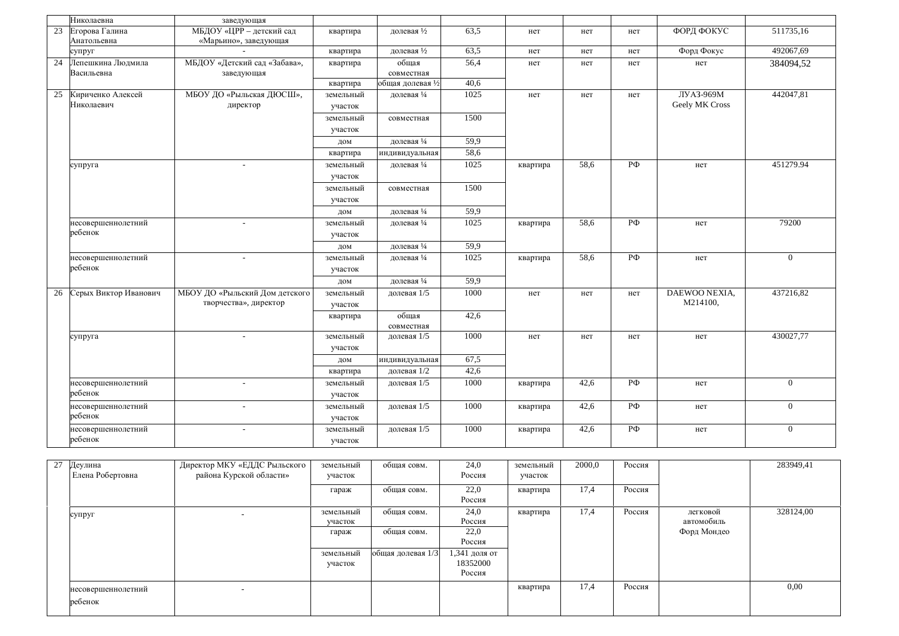| | | | | | | | | | | |
|---|---|---|---|---|---|---|---|---|---|---|
| | Николаевна | заведующая | | | | | | | | |
| 23 | Егорова Галина Анатольевна | МБДОУ «ЦРР – детский сад «Марьино», заведующая | квартира | долевая ½ | 63,5 | нет | нет | нет | ФОРД ФОКУС | 511735,16 |
| | супруг | - | квартира | долевая ½ | 63,5 | нет | нет | нет | Форд Фокус | 492067,69 |
| 24 | Лепешкина Людмила Васильевна | МБДОУ «Детский сад «Забава», заведующая | квартира | общая совместная | 56,4 | нет | нет | нет | нет | 384094,52 |
| | | | квартира | общая долевая ½ | 40,6 | | | | | |
| 25 | Кириченко Алексей Николаевич | МБОУ ДО «Рыльская ДЮСШ», директор | земельный участок | долевая ¼ | 1025 | нет | нет | нет | ЛУАЗ-969М Geely MK Cross | 442047,81 |
| | | | земельный участок | совместная | 1500 | | | | | |
| | | | дом | долевая ¼ | 59,9 | | | | | |
| | | | квартира | индивидуальная | 58,6 | | | | | |
| | супруга | - | земельный участок | долевая ¼ | 1025 | квартира | 58,6 | РФ | нет | 451279.94 |
| | | | земельный участок | совместная | 1500 | | | | | |
| | | | дом | долевая ¼ | 59,9 | | | | | |
| | несовершеннолетний ребенок | - | земельный участок | долевая ¼ | 1025 | квартира | 58,6 | РФ | нет | 79200 |
| | | | дом | долевая ¼ | 59,9 | | | | | |
| | несовершеннолетний ребенок | - | земельный участок | долевая ¼ | 1025 | квартира | 58,6 | РФ | нет | 0 |
| | | | дом | долевая ¼ | 59,9 | | | | | |
| 26 | Серых Виктор Иванович | МБОУ ДО «Рыльский Дом детского творчества», директор | земельный участок | долевая 1/5 | 1000 | нет | нет | нет | DAEWOO NEXIA, М214100, | 437216,82 |
| | | | квартира | общая совместная | 42,6 | | | | | |
| | супруга | - | земельный участок | долевая 1/5 | 1000 | нет | нет | нет | нет | 430027,77 |
| | | | дом | индивидуальная | 67,5 | | | | | |
| | | | квартира | долевая 1/2 | 42,6 | | | | | |
| | несовершеннолетний ребенок | - | земельный участок | долевая 1/5 | 1000 | квартира | 42,6 | РФ | нет | 0 |
| | несовершеннолетний ребенок | - | земельный участок | долевая 1/5 | 1000 | квартира | 42,6 | РФ | нет | 0 |
| | несовершеннолетний ребенок | - | земельный участок | долевая 1/5 | 1000 | квартира | 42,6 | РФ | нет | 0 |

| | | | | | | | | | | |
|---|---|---|---|---|---|---|---|---|---|---|
| 27 | Деулина Елена Робертовна | Директор МКУ «ЕДДС Рыльского района Курской области» | земельный участок | общая совм. | 24,0 Россия | земельный участок | 2000,0 | Россия | | 283949,41 |
| | | | гараж | общая совм. | 22,0 Россия | квартира | 17,4 | Россия | | |
| | супруг | - | земельный участок | общая совм. | 24,0 Россия | квартира | 17,4 | Россия | легковой автомобиль Форд Мондео | 328124,00 |
| | | | гараж | общая совм. | 22,0 Россия | | | | | |
| | | | земельный участок | общая долевая 1/3 | 1,341 доля от 18352000 Россия | | | | | |
| | несовершеннолетний ребенок | - | | | | квартира | 17,4 | Россия | | 0,00 |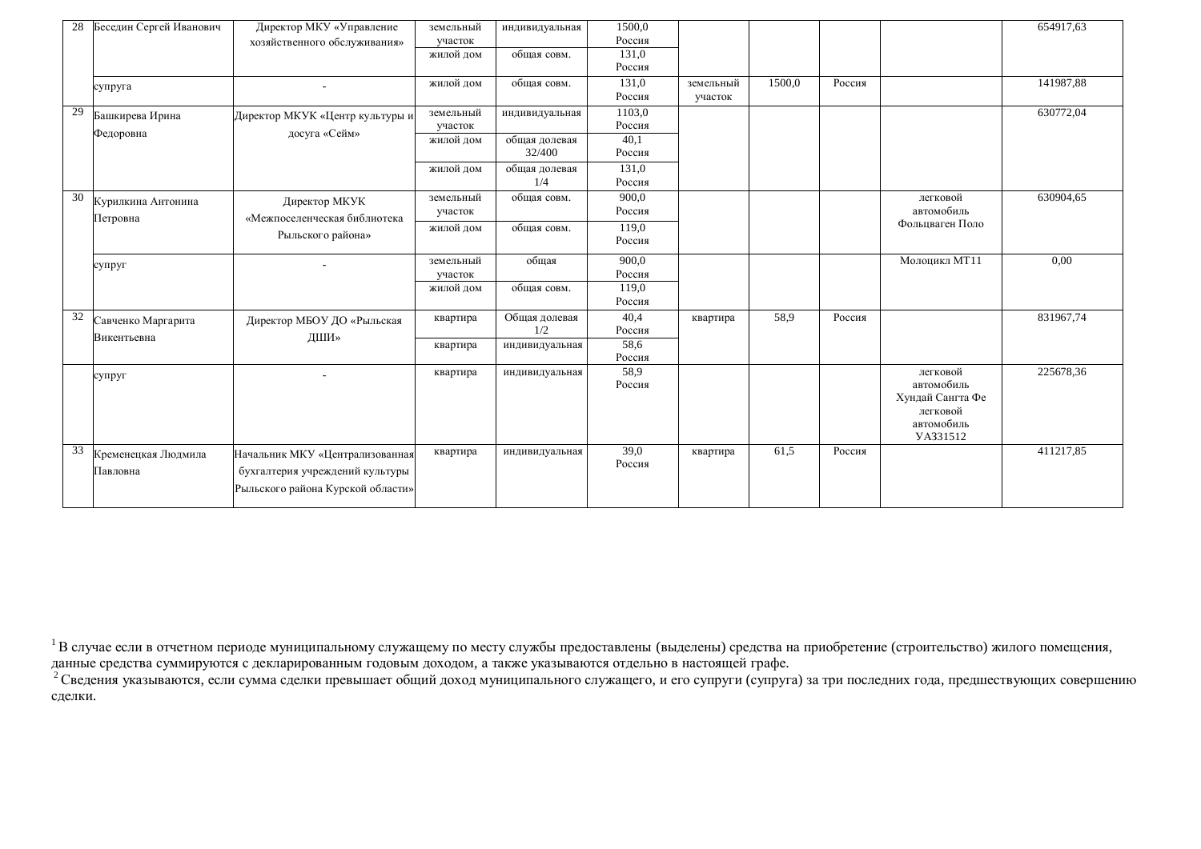| | | | | | | | | | | |
|---|---|---|---|---|---|---|---|---|---|---|
| 28 | Беседин Сергей Иванович | Директор МКУ «Управление хозяйственного обслуживания» | земельный участок | индивидуальная | 1500,0 Россия | | | | | 654917,63 |
| | | | жилой дом | общая совм. | 131,0 Россия | | | | | |
| | супруга | - | жилой дом | общая совм. | 131,0 Россия | земельный участок | 1500,0 | Россия | | 141987,88 |
| 29 | Башкирева Ирина Федоровна | Директор МКУК «Центр культуры и досуга «Сейм» | земельный участок | индивидуальная | 1103,0 Россия | | | | | 630772,04 |
| | | | жилой дом | общая долевая 32/400 | 40,1 Россия | | | | | |
| | | | жилой дом | общая долевая 1/4 | 131,0 Россия | | | | | |
| 30 | Курилкина Антонина Петровна | Директор МКУК «Межпоселенческая библиотека Рыльского района» | земельный участок | общая совм. | 900,0 Россия | | | | легковой автомобиль Фольцваген Поло | 630904,65 |
| | | | жилой дом | общая совм. | 119,0 Россия | | | | | |
| | супруг | - | земельный участок | общая | 900,0 Россия | | | | Молоцикл МТ11 | 0,00 |
| | | | жилой дом | общая совм. | 119,0 Россия | | | | | |
| 32 | Савченко Маргарита Викентьевна | Директор МБОУ ДО «Рыльская ДШИ» | квартира | Общая долевая 1/2 | 40,4 Россия | квартира | 58,9 | Россия | | 831967,74 |
| | | | квартира | индивидуальная | 58,6 Россия | | | | | |
| | супруг | - | квартира | индивидуальная | 58,9 Россия | | | | легковой автомобиль Хундай Сангта Фе легковой автомобиль УАЗ31512 | 225678,36 |
| 33 | Кременецкая Людмила Павловна | Начальник МКУ «Централизованная бухгалтерия учреждений культуры Рыльского района Курской области» | квартира | индивидуальная | 39,0 Россия | квартира | 61,5 | Россия | | 411217,85 |

[1] В случае если в отчетном периоде муниципальному служащему по месту службы предоставлены (выделены) средства на приобретение (строительство) жилого помещения, данные средства суммируются с декларированным годовым доходом, а также указываются отдельно в настоящей графе.

[2] Сведения указываются, если сумма сделки превышает общий доход муниципального служащего, и его супруги (супруга) за три последних года, предшествующих совершению сделки.